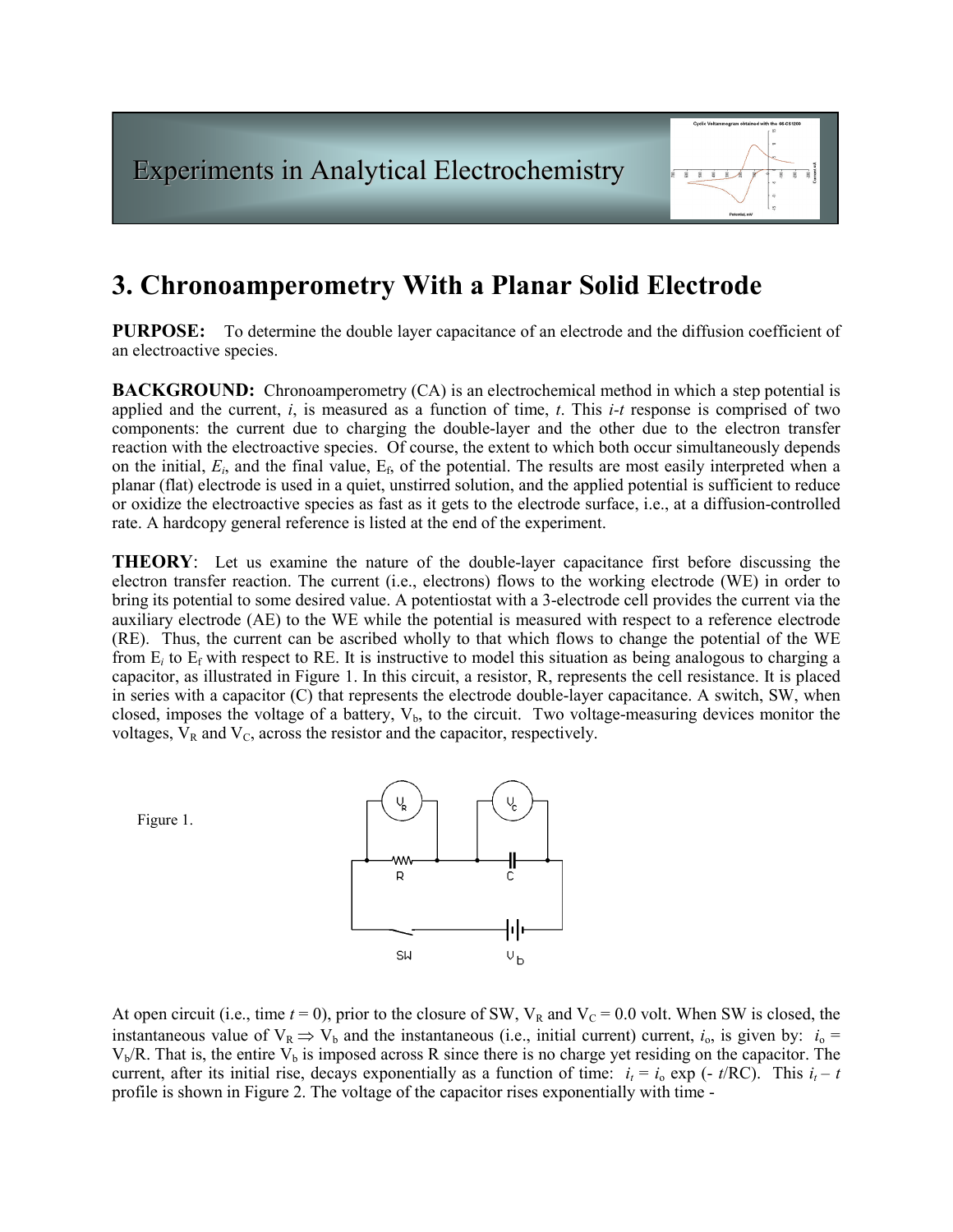# Experiments in Analytical Electrochemistry

## 3. Chronoamperometry With a Planar Solid Electrode

**PURPOSE:** To determine the double layer capacitance of an electrode and the diffusion coefficient of an electroactive species.

**BACKGROUND:** Chronoamperometry (CA) is an electrochemical method in which a step potential is applied and the current, $i$, is measured as a function of time, $t$. This $i$-$t$ response is comprised of two components: the current due to charging the double-layer and the other due to the electron transfer reaction with the electroactive species. Of course, the extent to which both occur simultaneously depends on the initial, $E_i$, and the final value, $E_f$, of the potential. The results are most easily interpreted when a planar (flat) electrode is used in a quiet, unstirred solution, and the applied potential is sufficient to reduce or oxidize the electroactive species as fast as it gets to the electrode surface, i.e., at a diffusion-controlled rate. A hardcopy general reference is listed at the end of the experiment.

**THEORY**: Let us examine the nature of the double-layer capacitance first before discussing the electron transfer reaction. The current (i.e., electrons) flows to the working electrode (WE) in order to bring its potential to some desired value. A potentiostat with a 3-electrode cell provides the current via the auxiliary electrode (AE) to the WE while the potential is measured with respect to a reference electrode (RE). Thus, the current can be ascribed wholly to that which flows to change the potential of the WE from $E_i$ to $E_f$ with respect to RE. It is instructive to model this situation as being analogous to charging a capacitor, as illustrated in Figure 1. In this circuit, a resistor, R, represents the cell resistance. It is placed in series with a capacitor (C) that represents the electrode double-layer capacitance. A switch, SW, when closed, imposes the voltage of a battery, $V_b$, to the circuit. Two voltage-measuring devices monitor the voltages, $V_R$ and $V_C$, across the resistor and the capacitor, respectively.

Figure 1.

At open circuit (i.e., time $t = 0$), prior to the closure of SW, $V_R$ and $V_C = 0.0$ volt. When SW is closed, the instantaneous value of $V_R \Rightarrow V_b$ and the instantaneous (i.e., initial current) current, $i_o$, is given by: $i_o = V_b/R$. That is, the entire $V_b$ is imposed across R since there is no charge yet residing on the capacitor. The current, after its initial rise, decays exponentially as a function of time: $i_t = i_o \exp(-t/RC)$. This $i_t - t$ profile is shown in Figure 2. The voltage of the capacitor rises exponentially with time -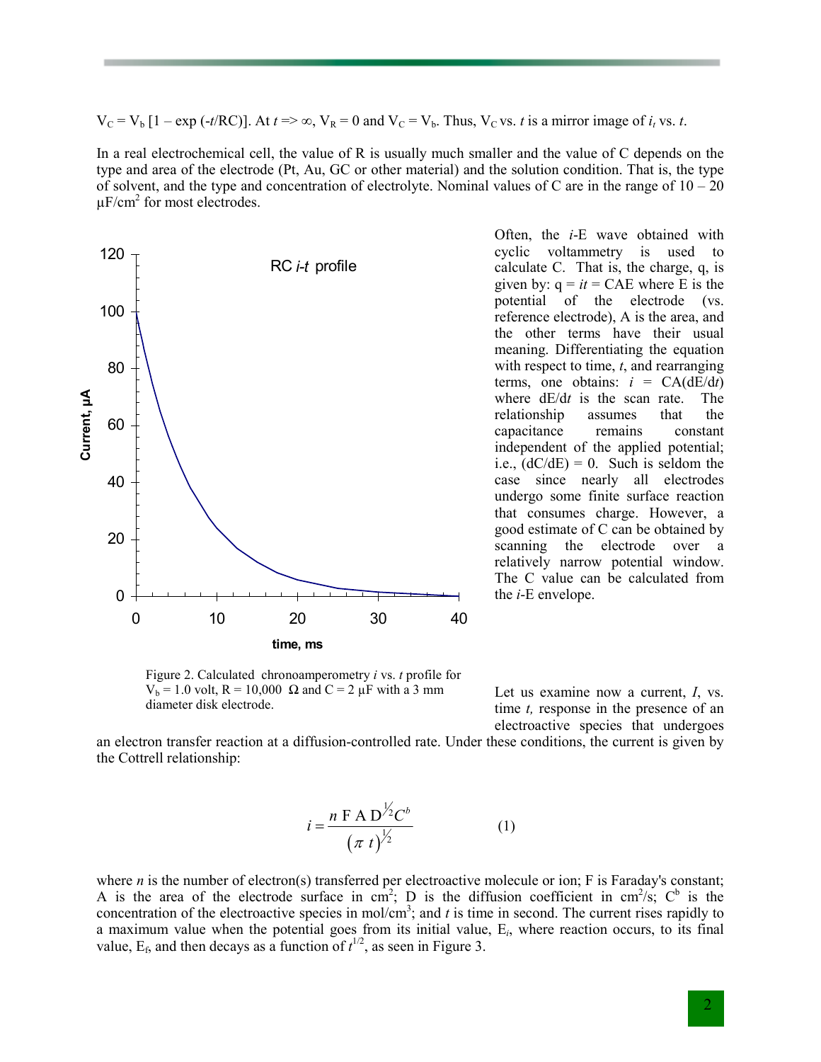$V_C = V_b [1 - \exp(-t/RC)]$. At $t \Rightarrow \infty$, $V_R = 0$ and $V_C = V_b$. Thus, $V_C$ vs. $t$ is a mirror image of $i_t$ vs. $t$.

In a real electrochemical cell, the value of R is usually much smaller and the value of C depends on the type and area of the electrode (Pt, Au, GC or other material) and the solution condition. That is, the type of solvent, and the type and concentration of electrolyte. Nominal values of C are in the range of 10 – 20 $\mu F/cm^2$ for most electrodes.

Figure 2. Calculated chronoamperometry $i$ vs. $t$ profile for $V_b$ = 1.0 volt, R = 10,000 Ω and C = 2 μF with a 3 mm diameter disk electrode.

Often, the $i$-E wave obtained with cyclic voltammetry is used to calculate C. That is, the charge, q, is given by: $q = it = CAE$ where E is the potential of the electrode (vs. reference electrode), A is the area, and the other terms have their usual meaning. Differentiating the equation with respect to time, $t$, and rearranging terms, one obtains: $i = CA(dE/dt)$ where $dE/dt$ is the scan rate. The relationship assumes that the capacitance remains constant independent of the applied potential; i.e., $(dC/dE) = 0$. Such is seldom the case since nearly all electrodes undergo some finite surface reaction that consumes charge. However, a good estimate of C can be obtained by scanning the electrode over a relatively narrow potential window. The C value can be calculated from the $i$-E envelope.

Let us examine now a current, $I$, vs. time $t$, response in the presence of an electroactive species that undergoes an electron transfer reaction at a diffusion-controlled rate. Under these conditions, the current is given by the Cottrell relationship:

$$i = \frac{n\,F\,A\,D^{1/2} C^b}{(\pi\, t)^{1/2}} \qquad (1)$$

where $n$ is the number of electron(s) transferred per electroactive molecule or ion; F is Faraday's constant; A is the area of the electrode surface in $cm^2$; D is the diffusion coefficient in $cm^2/s$; $C^b$ is the concentration of the electroactive species in $mol/cm^3$; and $t$ is time in second. The current rises rapidly to a maximum value when the potential goes from its initial value, $E_i$, where reaction occurs, to its final value, $E_f$, and then decays as a function of $t^{1/2}$, as seen in Figure 3.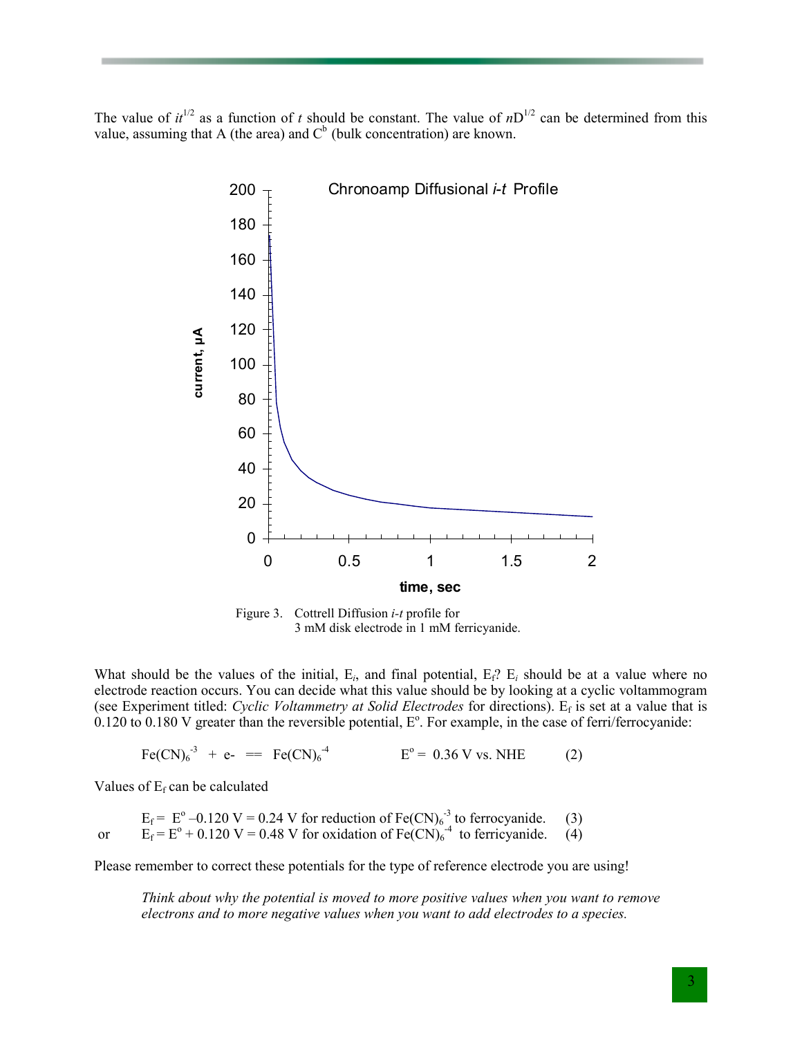The value of $it^{1/2}$ as a function of $t$ should be constant. The value of $nD^{1/2}$ can be determined from this value, assuming that A (the area) and $C^b$ (bulk concentration) are known.

Figure 3. Cottrell Diffusion *i-t* profile for 3 mM disk electrode in 1 mM ferricyanide.

What should be the values of the initial, $E_i$, and final potential, $E_f$? $E_i$ should be at a value where no electrode reaction occurs. You can decide what this value should be by looking at a cyclic voltammogram (see Experiment titled: *Cyclic Voltammetry at Solid Electrodes* for directions). $E_f$ is set at a value that is 0.120 to 0.180 V greater than the reversible potential, $E^o$. For example, in the case of ferri/ferrocyanide:

$$Fe(CN)_6^{-3} + e^- == Fe(CN)_6^{-4} \qquad E^o = 0.36 \text{ V vs. NHE} \qquad (2)$$

Values of $E_f$ can be calculated

$$E_f = E^o - 0.120 \text{ V} = 0.24 \text{ V for reduction of } Fe(CN)_6^{-3} \text{ to ferrocyanide.} \qquad (3)$$

or

$$E_f = E^o + 0.120 \text{ V} = 0.48 \text{ V for oxidation of } Fe(CN)_6^{-4} \text{ to ferricyanide.} \qquad (4)$$

Please remember to correct these potentials for the type of reference electrode you are using!

*Think about why the potential is moved to more positive values when you want to remove electrons and to more negative values when you want to add electrodes to a species.*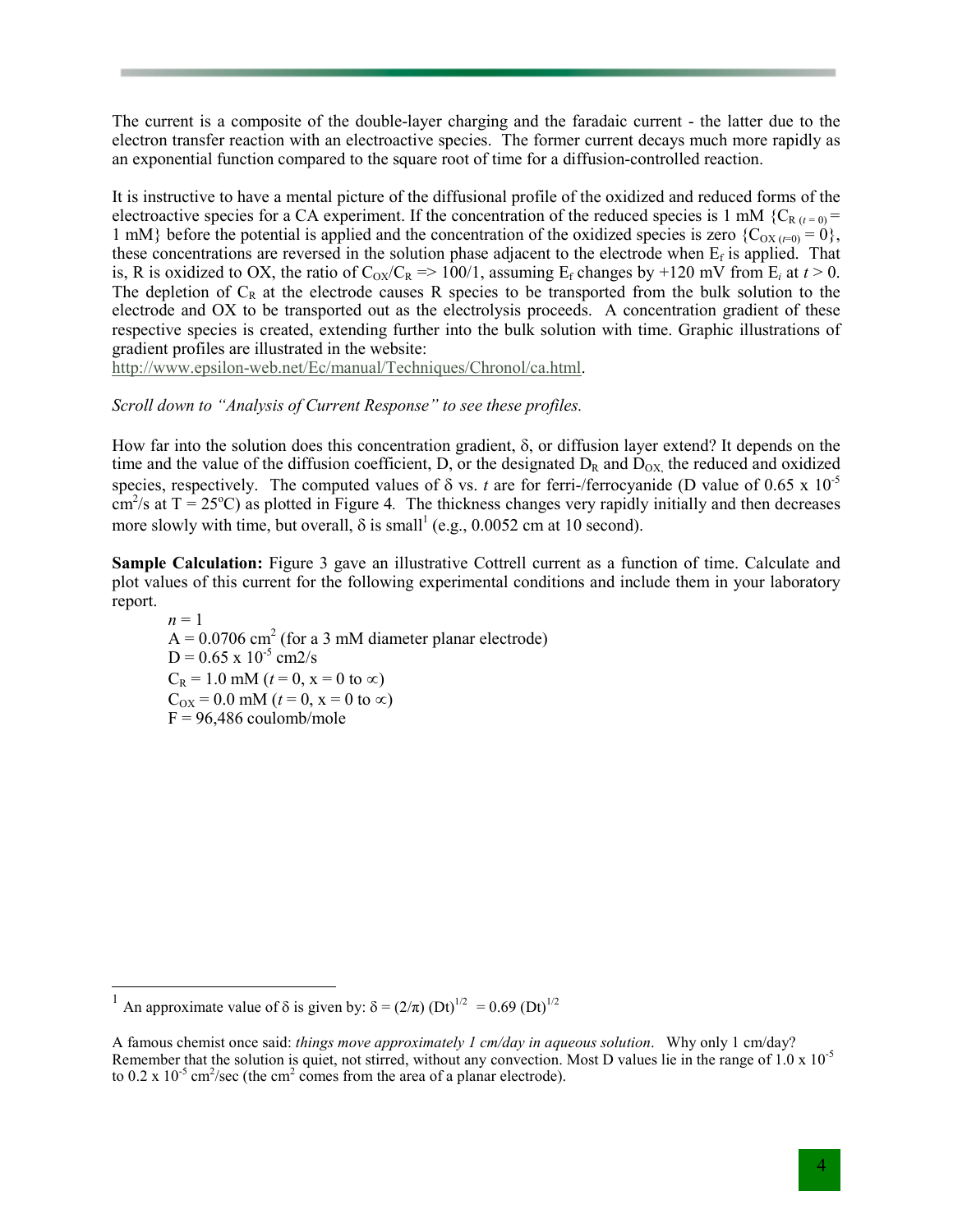The current is a composite of the double-layer charging and the faradaic current - the latter due to the electron transfer reaction with an electroactive species. The former current decays much more rapidly as an exponential function compared to the square root of time for a diffusion-controlled reaction.

It is instructive to have a mental picture of the diffusional profile of the oxidized and reduced forms of the electroactive species for a CA experiment. If the concentration of the reduced species is 1 mM $\{C_{R\,(t=0)} = 1 \text{ mM}\}$ before the potential is applied and the concentration of the oxidized species is zero $\{C_{OX\,(t=0)} = 0\}$, these concentrations are reversed in the solution phase adjacent to the electrode when $E_f$ is applied. That is, R is oxidized to OX, the ratio of $C_{OX}/C_R \Rightarrow 100/1$, assuming $E_f$ changes by +120 mV from $E_i$ at $t > 0$. The depletion of $C_R$ at the electrode causes R species to be transported from the bulk solution to the electrode and OX to be transported out as the electrolysis proceeds. A concentration gradient of these respective species is created, extending further into the bulk solution with time. Graphic illustrations of gradient profiles are illustrated in the website:
http://www.epsilon-web.net/Ec/manual/Techniques/Chronol/ca.html.

*Scroll down to "Analysis of Current Response" to see these profiles.*

How far into the solution does this concentration gradient, $\delta$, or diffusion layer extend? It depends on the time and the value of the diffusion coefficient, D, or the designated $D_R$ and $D_{OX,}$ the reduced and oxidized species, respectively. The computed values of $\delta$ vs. $t$ are for ferri-/ferrocyanide (D value of $0.65 \times 10^{-5}$ cm$^2$/s at T = 25$^o$C) as plotted in Figure 4. The thickness changes very rapidly initially and then decreases more slowly with time, but overall, $\delta$ is small[1] (e.g., 0.0052 cm at 10 second).

**Sample Calculation:** Figure 3 gave an illustrative Cottrell current as a function of time. Calculate and plot values of this current for the following experimental conditions and include them in your laboratory report.

$n = 1$
A = 0.0706 cm$^2$ (for a 3 mM diameter planar electrode)
D = $0.65 \times 10^{-5}$ cm2/s
$C_R$ = 1.0 mM ($t = 0$, x = 0 to $\infty$)
$C_{OX}$ = 0.0 mM ($t = 0$, x = 0 to $\infty$)
F = 96,486 coulomb/mole

---

[1] An approximate value of $\delta$ is given by: $\delta = (2/\pi)\,(Dt)^{1/2} = 0.69\,(Dt)^{1/2}$

A famous chemist once said: *things move approximately 1 cm/day in aqueous solution*. Why only 1 cm/day? Remember that the solution is quiet, not stirred, without any convection. Most D values lie in the range of $1.0 \times 10^{-5}$ to $0.2 \times 10^{-5}$ cm$^2$/sec (the cm$^2$ comes from the area of a planar electrode).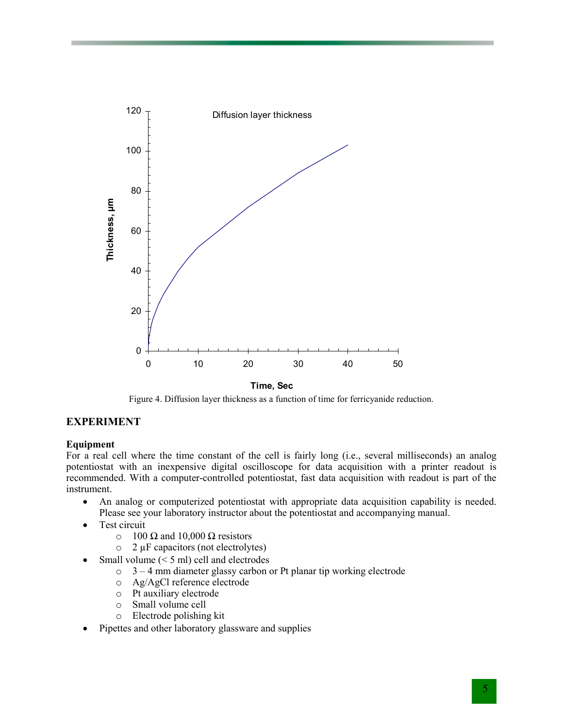Figure 4. Diffusion layer thickness as a function of time for ferricyanide reduction.

## EXPERIMENT

### Equipment

For a real cell where the time constant of the cell is fairly long (i.e., several milliseconds) an analog potentiostat with an inexpensive digital oscilloscope for data acquisition with a printer readout is recommended. With a computer-controlled potentiostat, fast data acquisition with readout is part of the instrument.

- An analog or computerized potentiostat with appropriate data acquisition capability is needed. Please see your laboratory instructor about the potentiostat and accompanying manual.
- Test circuit
  - 100 Ω and 10,000 Ω resistors
  - 2 μF capacitors (not electrolytes)
- Small volume (< 5 ml) cell and electrodes
  - 3 – 4 mm diameter glassy carbon or Pt planar tip working electrode
  - Ag/AgCl reference electrode
  - Pt auxiliary electrode
  - Small volume cell
  - Electrode polishing kit
- Pipettes and other laboratory glassware and supplies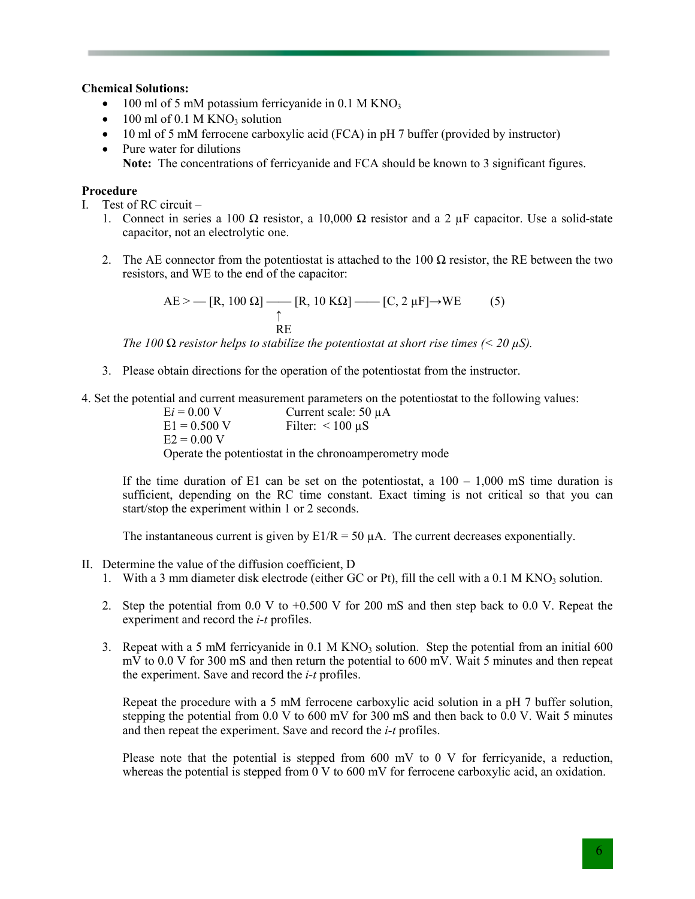**Chemical Solutions:**

- 100 ml of 5 mM potassium ferricyanide in 0.1 M $KNO_3$
- 100 ml of 0.1 M $KNO_3$ solution
- 10 ml of 5 mM ferrocene carboxylic acid (FCA) in pH 7 buffer (provided by instructor)
- Pure water for dilutions

  **Note:** The concentrations of ferricyanide and FCA should be known to 3 significant figures.

**Procedure**

I. Test of RC circuit –

1. Connect in series a 100 Ω resistor, a 10,000 Ω resistor and a 2 μF capacitor. Use a solid-state capacitor, not an electrolytic one.

2. The AE connector from the potentiostat is attached to the 100 Ω resistor, the RE between the two resistors, and WE to the end of the capacitor:

$$\text{AE} > \text{—} [\text{R}, 100\ \Omega] \text{——} [\text{R}, 10\ \text{K}\Omega] \text{——} [\text{C}, 2\ \mu\text{F}] \rightarrow \text{WE} \qquad (5)$$

(RE is connected between the 100 Ω and 10 KΩ resistors, indicated by ↑ RE.)

*The 100 Ω resistor helps to stabilize the potentiostat at short rise times (< 20 μS).*

3. Please obtain directions for the operation of the potentiostat from the instructor.

4. Set the potential and current measurement parameters on the potentiostat to the following values:

| | |
|---|---|
| E*i* = 0.00 V | Current scale: 50 μA |
| E1 = 0.500 V | Filter: < 100 μS |
| E2 = 0.00 V | |

Operate the potentiostat in the chronoamperometry mode

If the time duration of E1 can be set on the potentiostat, a 100 – 1,000 mS time duration is sufficient, depending on the RC time constant. Exact timing is not critical so that you can start/stop the experiment within 1 or 2 seconds.

The instantaneous current is given by E1/R = 50 μA. The current decreases exponentially.

II. Determine the value of the diffusion coefficient, D

1. With a 3 mm diameter disk electrode (either GC or Pt), fill the cell with a 0.1 M $KNO_3$ solution.

2. Step the potential from 0.0 V to +0.500 V for 200 mS and then step back to 0.0 V. Repeat the experiment and record the *i-t* profiles.

3. Repeat with a 5 mM ferricyanide in 0.1 M $KNO_3$ solution. Step the potential from an initial 600 mV to 0.0 V for 300 mS and then return the potential to 600 mV. Wait 5 minutes and then repeat the experiment. Save and record the *i-t* profiles.

   Repeat the procedure with a 5 mM ferrocene carboxylic acid solution in a pH 7 buffer solution, stepping the potential from 0.0 V to 600 mV for 300 mS and then back to 0.0 V. Wait 5 minutes and then repeat the experiment. Save and record the *i-t* profiles.

   Please note that the potential is stepped from 600 mV to 0 V for ferricyanide, a reduction, whereas the potential is stepped from 0 V to 600 mV for ferrocene carboxylic acid, an oxidation.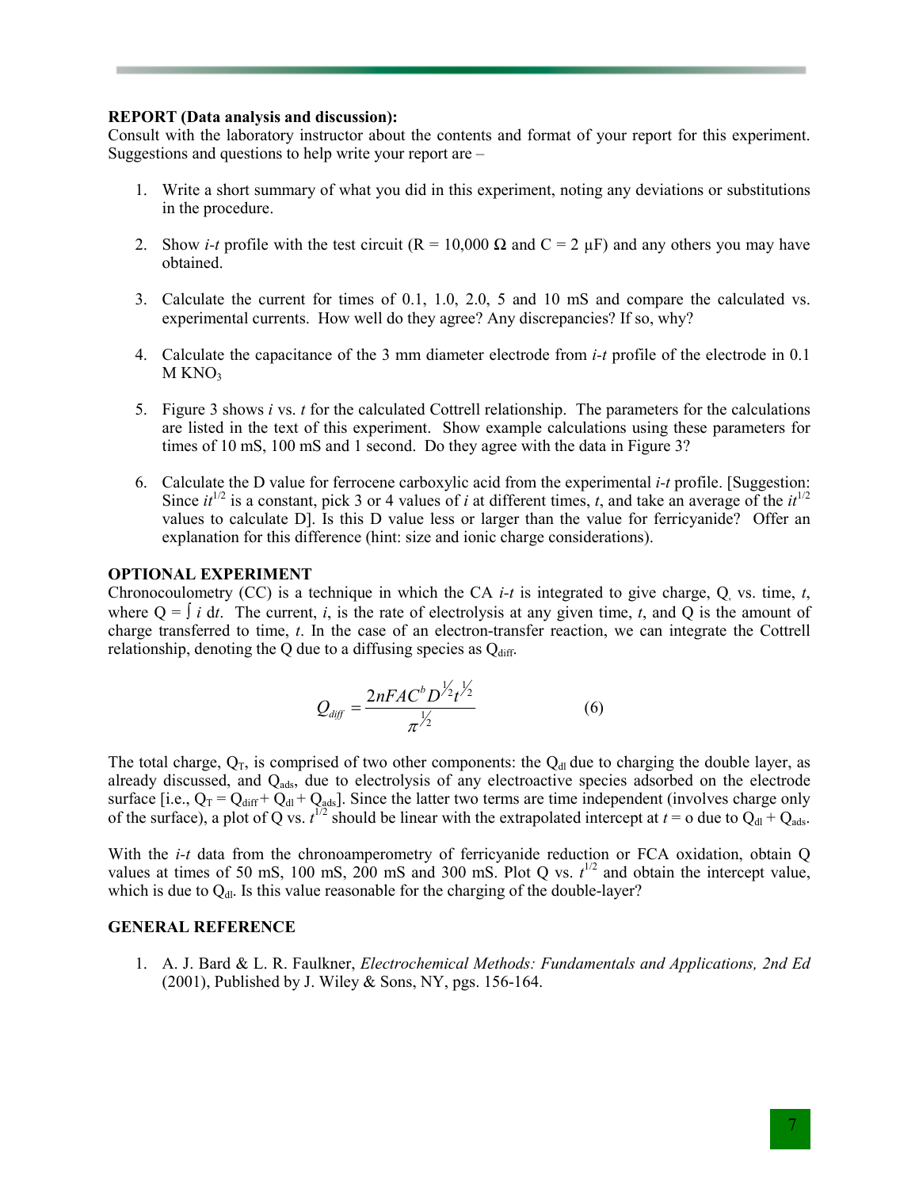**REPORT (Data analysis and discussion):**
Consult with the laboratory instructor about the contents and format of your report for this experiment. Suggestions and questions to help write your report are –

1. Write a short summary of what you did in this experiment, noting any deviations or substitutions in the procedure.

2. Show *i-t* profile with the test circuit (R = 10,000 Ω and C = 2 μF) and any others you may have obtained.

3. Calculate the current for times of 0.1, 1.0, 2.0, 5 and 10 mS and compare the calculated vs. experimental currents. How well do they agree? Any discrepancies? If so, why?

4. Calculate the capacitance of the 3 mm diameter electrode from *i-t* profile of the electrode in 0.1 M $KNO_3$

5. Figure 3 shows *i* vs. *t* for the calculated Cottrell relationship. The parameters for the calculations are listed in the text of this experiment. Show example calculations using these parameters for times of 10 mS, 100 mS and 1 second. Do they agree with the data in Figure 3?

6. Calculate the D value for ferrocene carboxylic acid from the experimental *i-t* profile. [Suggestion: Since $it^{1/2}$ is a constant, pick 3 or 4 values of *i* at different times, *t*, and take an average of the $it^{1/2}$ values to calculate D]. Is this D value less or larger than the value for ferricyanide? Offer an explanation for this difference (hint: size and ionic charge considerations).

**OPTIONAL EXPERIMENT**
Chronocoulometry (CC) is a technique in which the CA *i-t* is integrated to give charge, Q, vs. time, *t*, where $Q = \int i\,dt$. The current, *i*, is the rate of electrolysis at any given time, *t*, and Q is the amount of charge transferred to time, *t*. In the case of an electron-transfer reaction, we can integrate the Cottrell relationship, denoting the Q due to a diffusing species as $Q_{diff}$.

$$Q_{diff} = \frac{2nFAC^{b}D^{1/2}t^{1/2}}{\pi^{1/2}} \qquad (6)$$

The total charge, $Q_T$, is comprised of two other components: the $Q_{dl}$ due to charging the double layer, as already discussed, and $Q_{ads}$, due to electrolysis of any electroactive species adsorbed on the electrode surface [i.e., $Q_T = Q_{diff} + Q_{dl} + Q_{ads}$]. Since the latter two terms are time independent (involves charge only of the surface), a plot of Q vs. $t^{1/2}$ should be linear with the extrapolated intercept at *t* = o due to $Q_{dl} + Q_{ads}$.

With the *i-t* data from the chronoamperometry of ferricyanide reduction or FCA oxidation, obtain Q values at times of 50 mS, 100 mS, 200 mS and 300 mS. Plot Q vs. $t^{1/2}$ and obtain the intercept value, which is due to $Q_{dl}$. Is this value reasonable for the charging of the double-layer?

**GENERAL REFERENCE**

1. A. J. Bard & L. R. Faulkner, *Electrochemical Methods: Fundamentals and Applications, 2nd Ed* (2001), Published by J. Wiley & Sons, NY, pgs. 156-164.